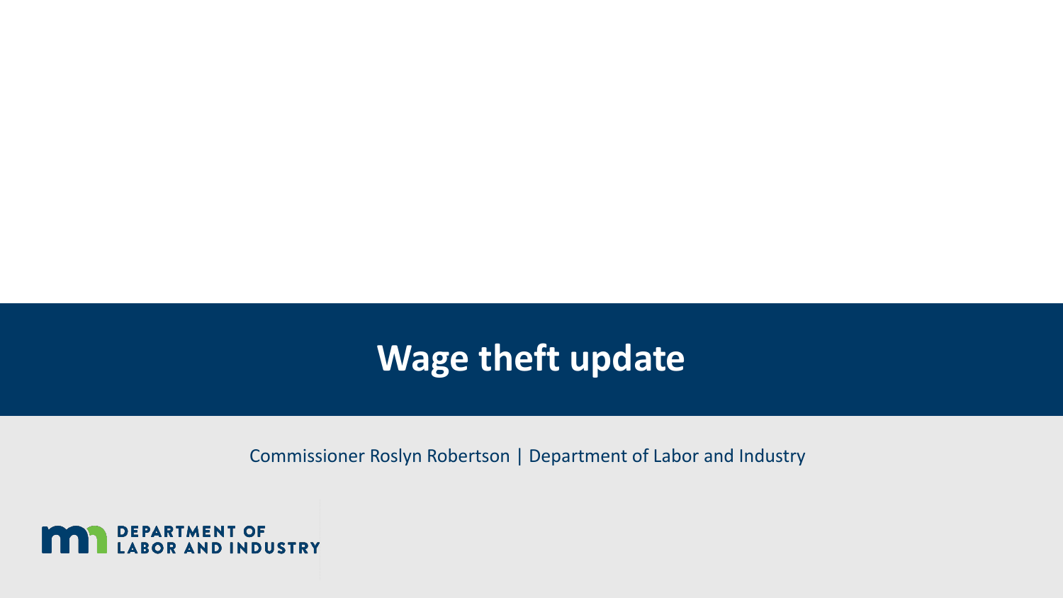# Wage theft update

Commissioner Roslyn Robertson | Department of Labor and Industry

DEPARTMENT OF LABOR AND INDUSTRY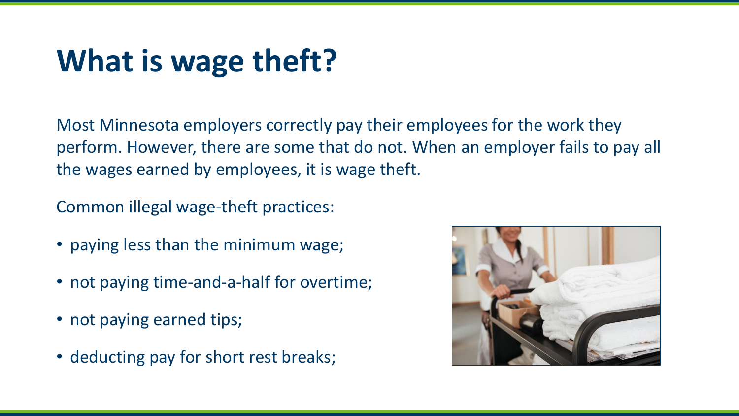# What is wage theft?

Most Minnesota employers correctly pay their employees for the work they perform. However, there are some that do not. When an employer fails to pay all the wages earned by employees, it is wage theft.

Common illegal wage-theft practices:

- paying less than the minimum wage;
- not paying time-and-a-half for overtime;
- not paying earned tips;
- deducting pay for short rest breaks;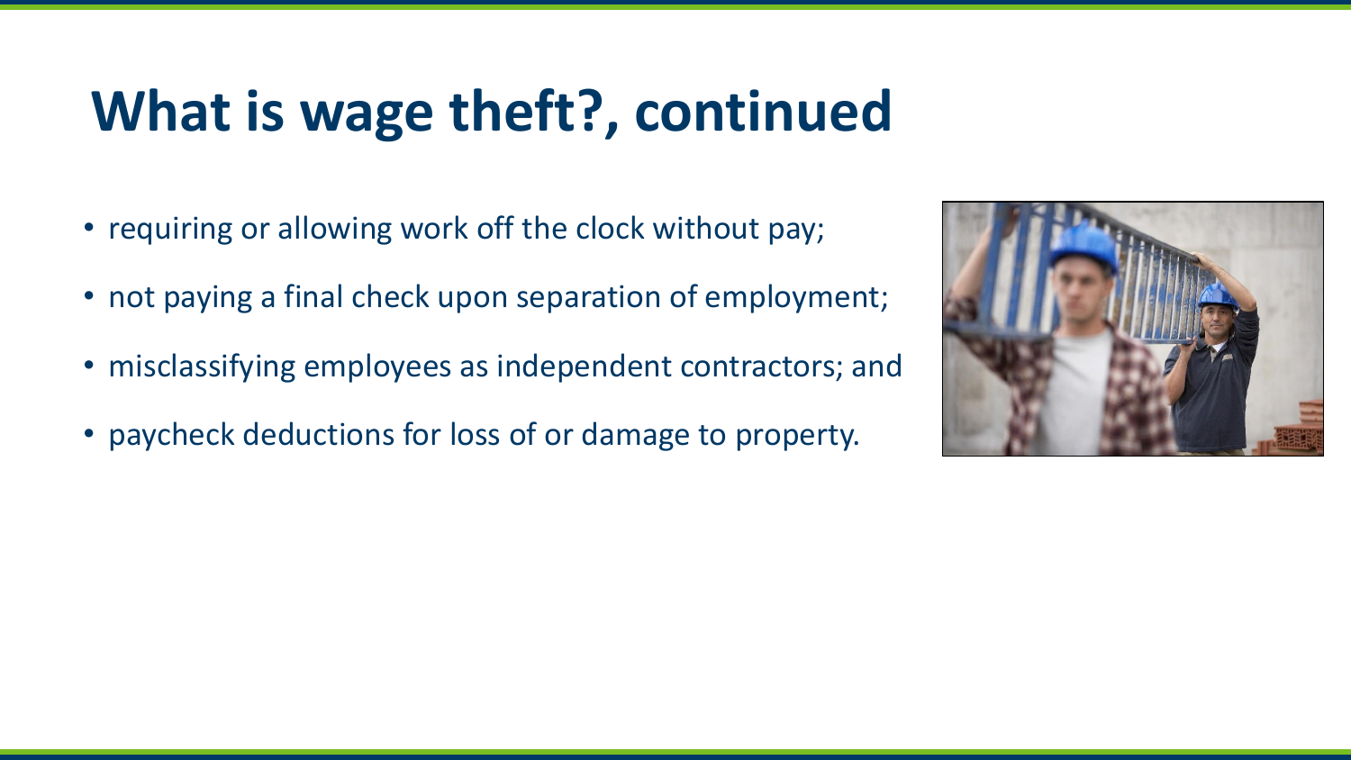# What is wage theft?, continued

- requiring or allowing work off the clock without pay;
- not paying a final check upon separation of employment;
- misclassifying employees as independent contractors; and
- paycheck deductions for loss of or damage to property.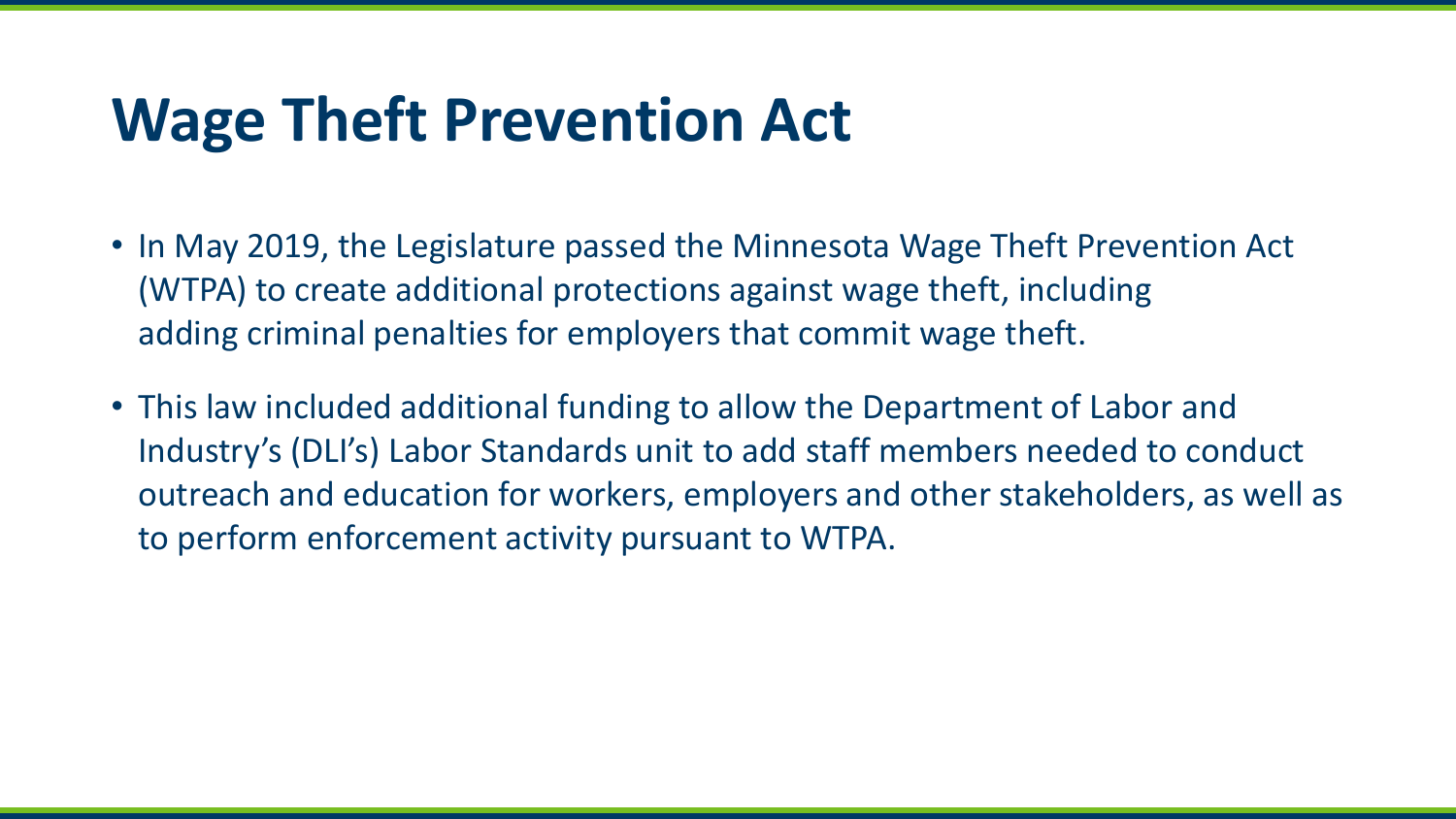# Wage Theft Prevention Act

- In May 2019, the Legislature passed the Minnesota Wage Theft Prevention Act (WTPA) to create additional protections against wage theft, including adding criminal penalties for employers that commit wage theft.
- This law included additional funding to allow the Department of Labor and Industry's (DLI's) Labor Standards unit to add staff members needed to conduct outreach and education for workers, employers and other stakeholders, as well as to perform enforcement activity pursuant to WTPA.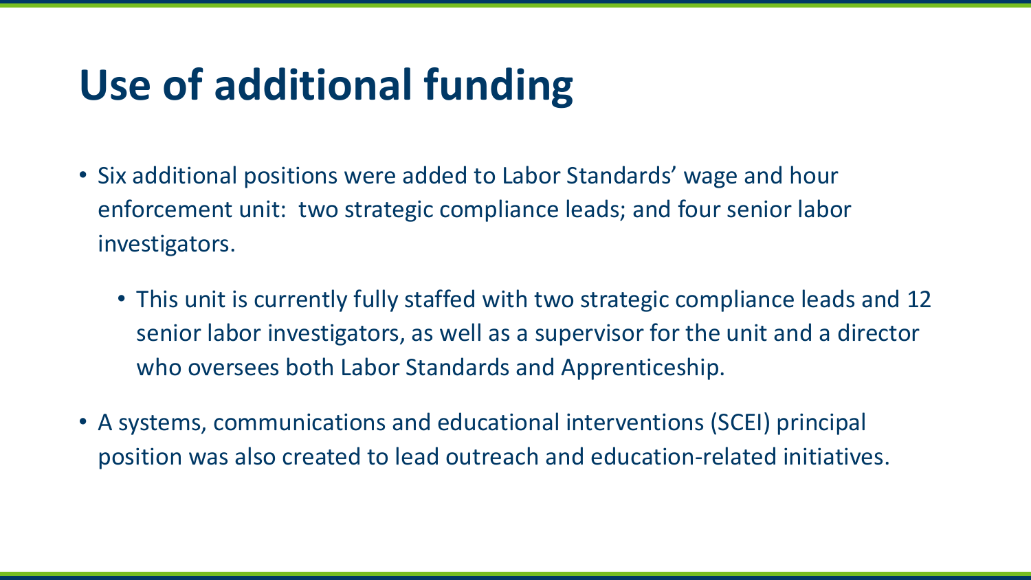# Use of additional funding

- Six additional positions were added to Labor Standards' wage and hour enforcement unit: two strategic compliance leads; and four senior labor investigators.
  - This unit is currently fully staffed with two strategic compliance leads and 12 senior labor investigators, as well as a supervisor for the unit and a director who oversees both Labor Standards and Apprenticeship.
- A systems, communications and educational interventions (SCEI) principal position was also created to lead outreach and education-related initiatives.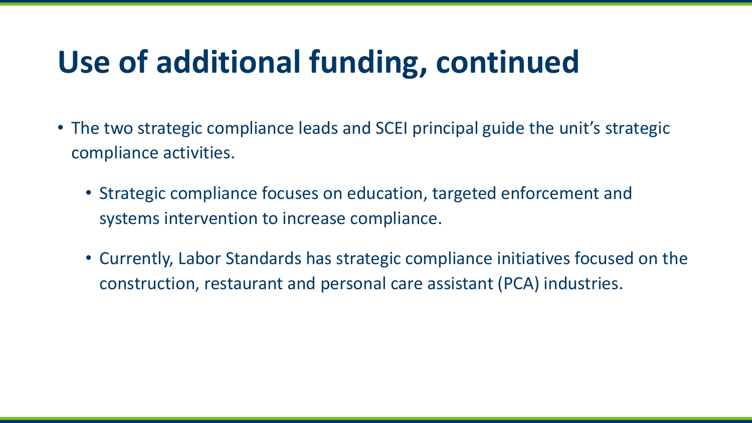# Use of additional funding, continued

- The two strategic compliance leads and SCEI principal guide the unit's strategic compliance activities.
  - Strategic compliance focuses on education, targeted enforcement and systems intervention to increase compliance.
  - Currently, Labor Standards has strategic compliance initiatives focused on the construction, restaurant and personal care assistant (PCA) industries.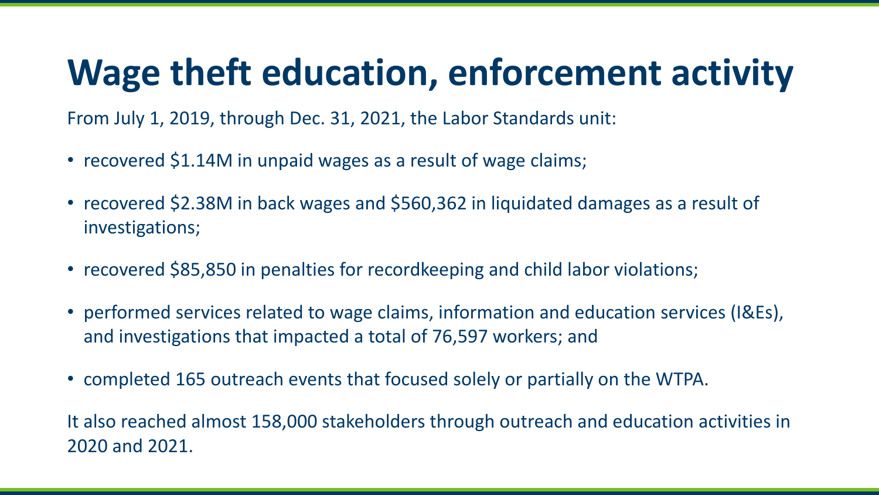# Wage theft education, enforcement activity

From July 1, 2019, through Dec. 31, 2021, the Labor Standards unit:

- recovered $1.14M in unpaid wages as a result of wage claims;
- recovered $2.38M in back wages and $560,362 in liquidated damages as a result of investigations;
- recovered $85,850 in penalties for recordkeeping and child labor violations;
- performed services related to wage claims, information and education services (I&Es), and investigations that impacted a total of 76,597 workers; and
- completed 165 outreach events that focused solely or partially on the WTPA.

It also reached almost 158,000 stakeholders through outreach and education activities in 2020 and 2021.